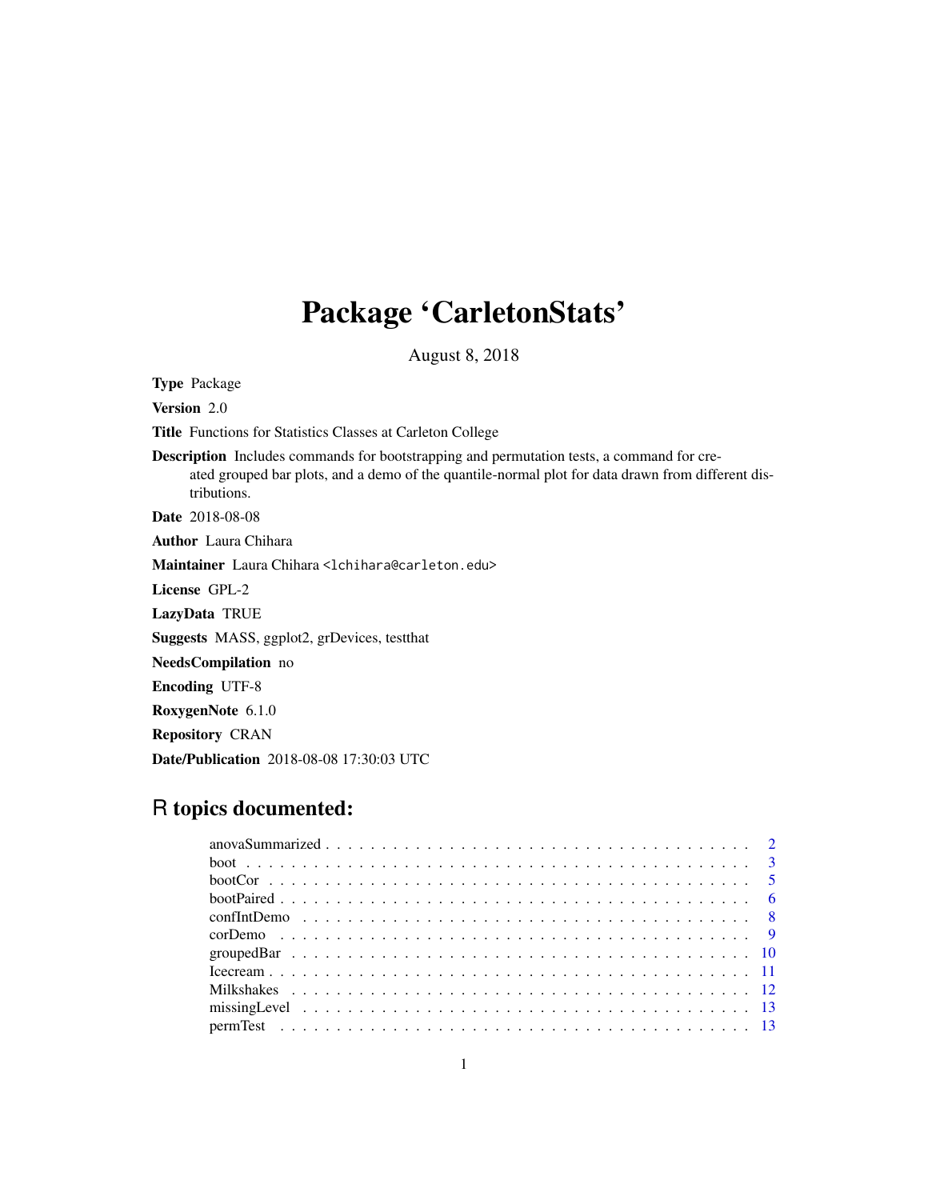# Package 'CarletonStats'

August 8, 2018

**Type** Package

**Version** 2.0

**Title** Functions for Statistics Classes at Carleton College

**Description** Includes commands for bootstrapping and permutation tests, a command for created grouped bar plots, and a demo of the quantile-normal plot for data drawn from different distributions.

**Date** 2018-08-08

**Author** Laura Chihara

**Maintainer** Laura Chihara <lchihara@carleton.edu>

**License** GPL-2

**LazyData** TRUE

**Suggests** MASS, ggplot2, grDevices, testthat

**NeedsCompilation** no

**Encoding** UTF-8

**RoxygenNote** 6.1.0

**Repository** CRAN

**Date/Publication** 2018-08-08 17:30:03 UTC

## R topics documented:

| | |
|---|---|
| anovaSummarized | 2 |
| boot | 3 |
| bootCor | 5 |
| bootPaired | 6 |
| confIntDemo | 8 |
| corDemo | 9 |
| groupedBar | 10 |
| Icecream | 11 |
| Milkshakes | 12 |
| missingLevel | 13 |
| permTest | 13 |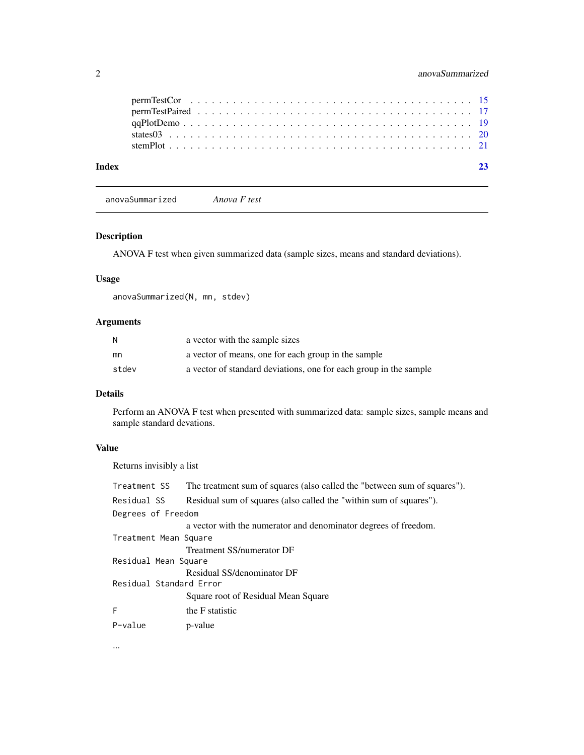| | |
|---|---|
| permTestCor | 15 |
| permTestPaired | 17 |
| qqPlotDemo | 19 |
| states03 | 20 |
| stemPlot | 21 |

**Index** 23

---

`anovaSummarized` *Anova F test*

---

### Description

ANOVA F test when given summarized data (sample sizes, means and standard deviations).

### Usage

```
anovaSummarized(N, mn, stdev)
```

### Arguments

| | |
|---|---|
| `N` | a vector with the sample sizes |
| `mn` | a vector of means, one for each group in the sample |
| `stdev` | a vector of standard deviations, one for each group in the sample |

### Details

Perform an ANOVA F test when presented with summarized data: sample sizes, sample means and sample standard devations.

### Value

Returns invisibly a list

| | |
|---|---|
| `Treatment SS` | The treatment sum of squares (also called the "between sum of squares"). |
| `Residual SS` | Residual sum of squares (also called the "within sum of squares"). |
| `Degrees of Freedom` | a vector with the numerator and denominator degrees of freedom. |
| `Treatment Mean Square` | Treatment SS/numerator DF |
| `Residual Mean Square` | Residual SS/denominator DF |
| `Residual Standard Error` | Square root of Residual Mean Square |
| `F` | the F statistic |
| `P-value` | p-value |

...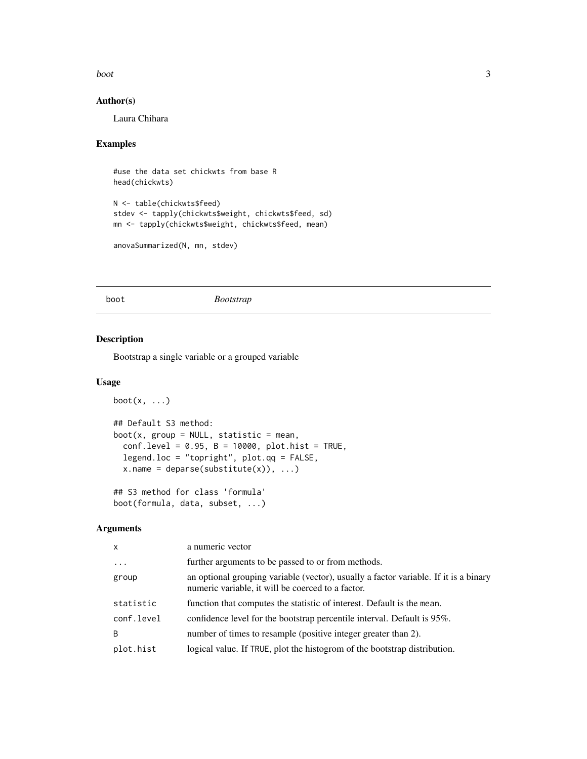### Author(s)

Laura Chihara

### Examples

```
#use the data set chickwts from base R
head(chickwts)

N <- table(chickwts$feed)
stdev <- tapply(chickwts$weight, chickwts$feed, sd)
mn <- tapply(chickwts$weight, chickwts$feed, mean)

anovaSummarized(N, mn, stdev)
```

---

## boot — *Bootstrap*

### Description

Bootstrap a single variable or a grouped variable

### Usage

```
boot(x, ...)

## Default S3 method:
boot(x, group = NULL, statistic = mean,
  conf.level = 0.95, B = 10000, plot.hist = TRUE,
  legend.loc = "topright", plot.qq = FALSE,
  x.name = deparse(substitute(x)), ...)

## S3 method for class 'formula'
boot(formula, data, subset, ...)
```

### Arguments

| | |
|---|---|
| `x` | a numeric vector |
| `...` | further arguments to be passed to or from methods. |
| `group` | an optional grouping variable (vector), usually a factor variable. If it is a binary numeric variable, it will be coerced to a factor. |
| `statistic` | function that computes the statistic of interest. Default is the `mean`. |
| `conf.level` | confidence level for the bootstrap percentile interval. Default is 95%. |
| `B` | number of times to resample (positive integer greater than 2). |
| `plot.hist` | logical value. If `TRUE`, plot the histogrom of the bootstrap distribution. |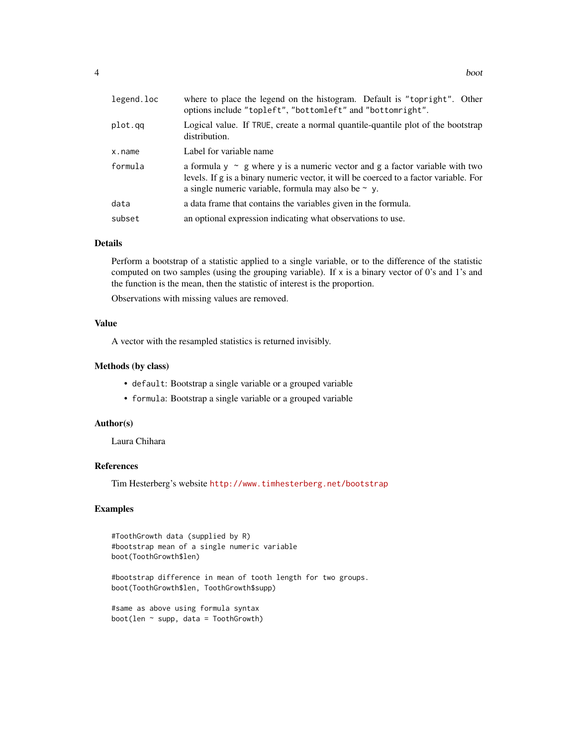| | |
|---|---|
| legend.loc | where to place the legend on the histogram. Default is "topright". Other options include "topleft", "bottomleft" and "bottomright". |
| plot.qq | Logical value. If TRUE, create a normal quantile-quantile plot of the bootstrap distribution. |
| x.name | Label for variable name |
| formula | a formula y ~ g where y is a numeric vector and g a factor variable with two levels. If g is a binary numeric vector, it will be coerced to a factor variable. For a single numeric variable, formula may also be ~ y. |
| data | a data frame that contains the variables given in the formula. |
| subset | an optional expression indicating what observations to use. |

### Details

Perform a bootstrap of a statistic applied to a single variable, or to the difference of the statistic computed on two samples (using the grouping variable). If x is a binary vector of 0's and 1's and the function is the mean, then the statistic of interest is the proportion.

Observations with missing values are removed.

### Value

A vector with the resampled statistics is returned invisibly.

### Methods (by class)

- `default`: Bootstrap a single variable or a grouped variable
- `formula`: Bootstrap a single variable or a grouped variable

### Author(s)

Laura Chihara

### References

Tim Hesterberg's website http://www.timhesterberg.net/bootstrap

### Examples

```
#ToothGrowth data (supplied by R)
#bootstrap mean of a single numeric variable
boot(ToothGrowth$len)

#bootstrap difference in mean of tooth length for two groups.
boot(ToothGrowth$len, ToothGrowth$supp)

#same as above using formula syntax
boot(len ~ supp, data = ToothGrowth)
```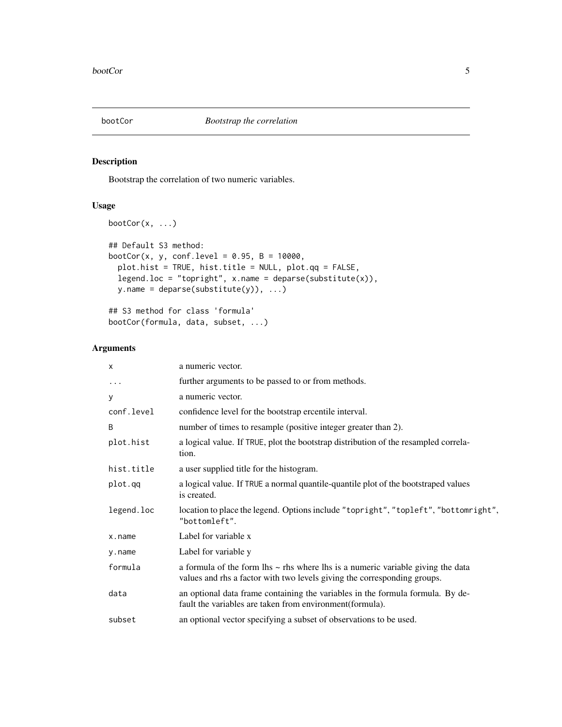# bootCor — *Bootstrap the correlation*

## Description

Bootstrap the correlation of two numeric variables.

## Usage

```
bootCor(x, ...)

## Default S3 method:
bootCor(x, y, conf.level = 0.95, B = 10000,
  plot.hist = TRUE, hist.title = NULL, plot.qq = FALSE,
  legend.loc = "topright", x.name = deparse(substitute(x)),
  y.name = deparse(substitute(y)), ...)

## S3 method for class 'formula'
bootCor(formula, data, subset, ...)
```

## Arguments

| | |
|---|---|
| `x` | a numeric vector. |
| `...` | further arguments to be passed to or from methods. |
| `y` | a numeric vector. |
| `conf.level` | confidence level for the bootstrap ercentile interval. |
| `B` | number of times to resample (positive integer greater than 2). |
| `plot.hist` | a logical value. If `TRUE`, plot the bootstrap distribution of the resampled correlation. |
| `hist.title` | a user supplied title for the histogram. |
| `plot.qq` | a logical value. If `TRUE` a normal quantile-quantile plot of the bootstraped values is created. |
| `legend.loc` | location to place the legend. Options include `"topright"`, `"topleft"`, `"bottomright"`, `"bottomleft"`. |
| `x.name` | Label for variable x |
| `y.name` | Label for variable y |
| `formula` | a formula of the form lhs ~ rhs where lhs is a numeric variable giving the data values and rhs a factor with two levels giving the corresponding groups. |
| `data` | an optional data frame containing the variables in the formula formula. By default the variables are taken from environment(formula). |
| `subset` | an optional vector specifying a subset of observations to be used. |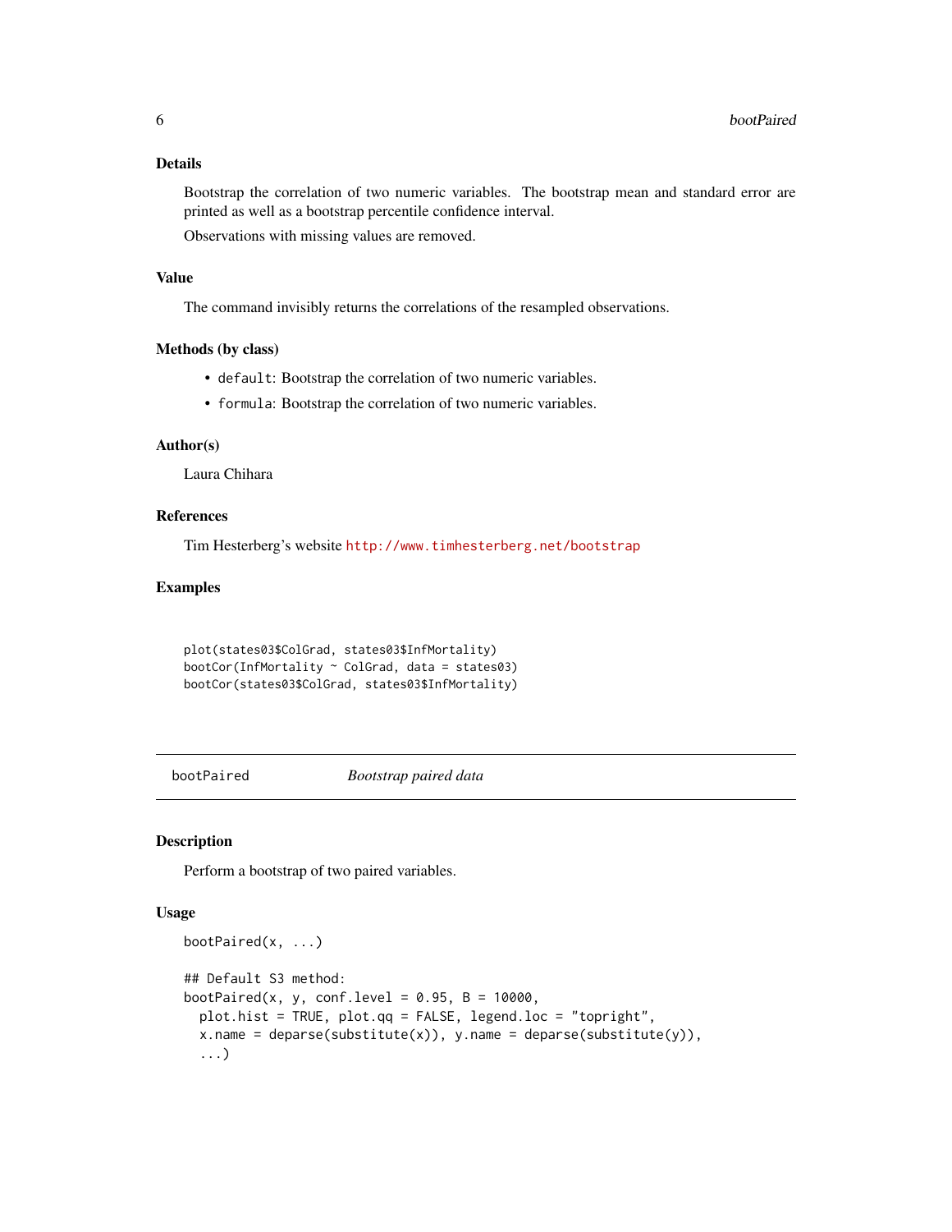### Details

Bootstrap the correlation of two numeric variables. The bootstrap mean and standard error are printed as well as a bootstrap percentile confidence interval.

Observations with missing values are removed.

### Value

The command invisibly returns the correlations of the resampled observations.

### Methods (by class)

- `default`: Bootstrap the correlation of two numeric variables.
- `formula`: Bootstrap the correlation of two numeric variables.

### Author(s)

Laura Chihara

### References

Tim Hesterberg's website http://www.timhesterberg.net/bootstrap

### Examples

```
plot(states03$ColGrad, states03$InfMortality)
bootCor(InfMortality ~ ColGrad, data = states03)
bootCor(states03$ColGrad, states03$InfMortality)
```

---

## bootPaired *Bootstrap paired data*

### Description

Perform a bootstrap of two paired variables.

### Usage

```
bootPaired(x, ...)

## Default S3 method:
bootPaired(x, y, conf.level = 0.95, B = 10000,
  plot.hist = TRUE, plot.qq = FALSE, legend.loc = "topright",
  x.name = deparse(substitute(x)), y.name = deparse(substitute(y)),
  ...)
```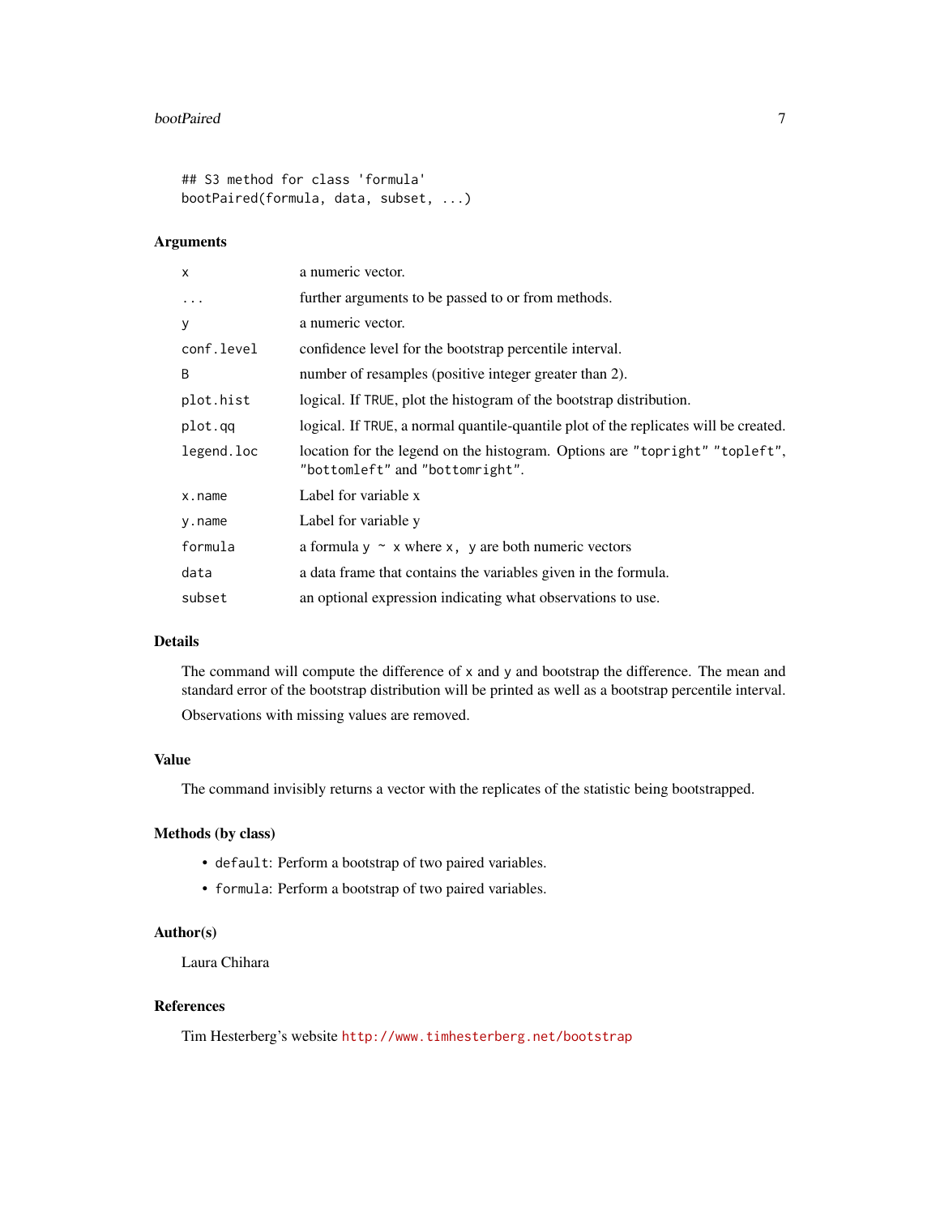```
## S3 method for class 'formula'
bootPaired(formula, data, subset, ...)
```

### Arguments

| | |
|---|---|
| `x` | a numeric vector. |
| `...` | further arguments to be passed to or from methods. |
| `y` | a numeric vector. |
| `conf.level` | confidence level for the bootstrap percentile interval. |
| `B` | number of resamples (positive integer greater than 2). |
| `plot.hist` | logical. If `TRUE`, plot the histogram of the bootstrap distribution. |
| `plot.qq` | logical. If `TRUE`, a normal quantile-quantile plot of the replicates will be created. |
| `legend.loc` | location for the legend on the histogram. Options are `"topright"` `"topleft"`, `"bottomleft"` and `"bottomright"`. |
| `x.name` | Label for variable x |
| `y.name` | Label for variable y |
| `formula` | a formula `y ~ x` where `x, y` are both numeric vectors |
| `data` | a data frame that contains the variables given in the formula. |
| `subset` | an optional expression indicating what observations to use. |

### Details

The command will compute the difference of `x` and `y` and bootstrap the difference. The mean and standard error of the bootstrap distribution will be printed as well as a bootstrap percentile interval.

Observations with missing values are removed.

### Value

The command invisibly returns a vector with the replicates of the statistic being bootstrapped.

### Methods (by class)

- `default`: Perform a bootstrap of two paired variables.
- `formula`: Perform a bootstrap of two paired variables.

### Author(s)

Laura Chihara

### References

Tim Hesterberg's website http://www.timhesterberg.net/bootstrap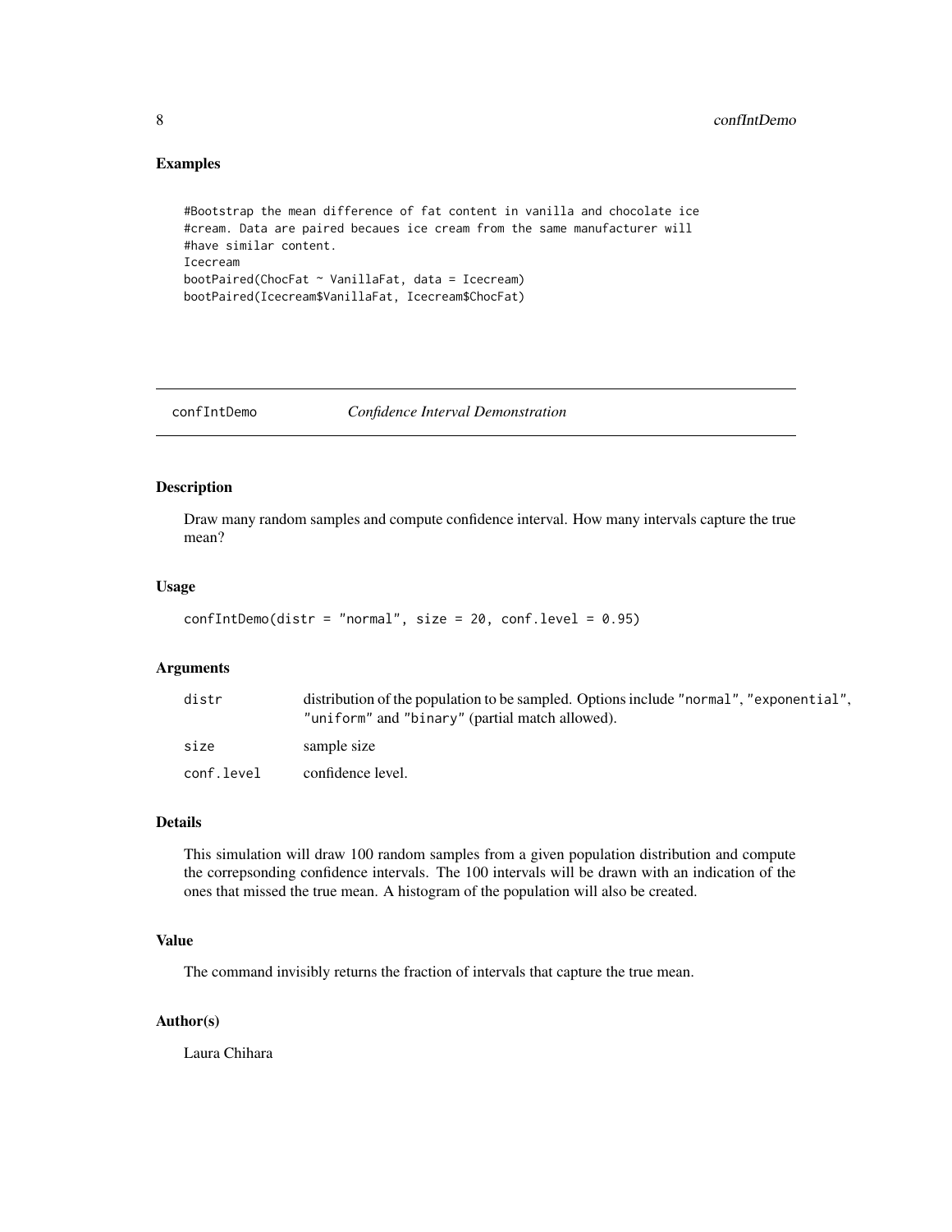### Examples

```
#Bootstrap the mean difference of fat content in vanilla and chocolate ice
#cream. Data are paired becaues ice cream from the same manufacturer will
#have similar content.
Icecream
bootPaired(ChocFat ~ VanillaFat, data = Icecream)
bootPaired(Icecream$VanillaFat, Icecream$ChocFat)
```

---

## confIntDemo *Confidence Interval Demonstration*

---

### Description

Draw many random samples and compute confidence interval. How many intervals capture the true mean?

### Usage

```
confIntDemo(distr = "normal", size = 20, conf.level = 0.95)
```

### Arguments

| | |
|---|---|
| `distr` | distribution of the population to be sampled. Options include `"normal"`, `"exponential"`, `"uniform"` and `"binary"` (partial match allowed). |
| `size` | sample size |
| `conf.level` | confidence level. |

### Details

This simulation will draw 100 random samples from a given population distribution and compute the correpsonding confidence intervals. The 100 intervals will be drawn with an indication of the ones that missed the true mean. A histogram of the population will also be created.

### Value

The command invisibly returns the fraction of intervals that capture the true mean.

### Author(s)

Laura Chihara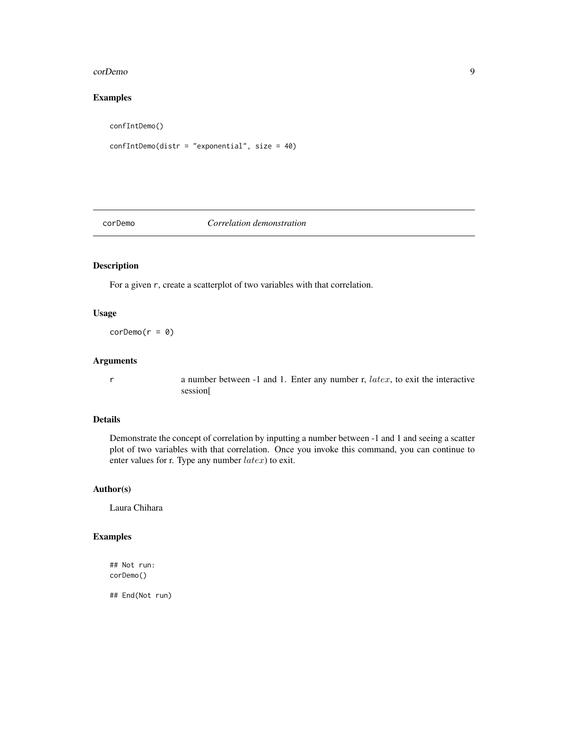## Examples

```
confIntDemo()

confIntDemo(distr = "exponential", size = 40)
```

---

# corDemo — *Correlation demonstration*

## Description

For a given `r`, create a scatterplot of two variables with that correlation.

## Usage

```
corDemo(r = 0)
```

## Arguments

| | |
|---|---|
| r | a number between -1 and 1. Enter any number r, $latex$, to exit the interactive session[ |

## Details

Demonstrate the concept of correlation by inputting a number between -1 and 1 and seeing a scatter plot of two variables with that correlation. Once you invoke this command, you can continue to enter values for r. Type any number $latex$) to exit.

## Author(s)

Laura Chihara

## Examples

```
## Not run:
corDemo()

## End(Not run)
```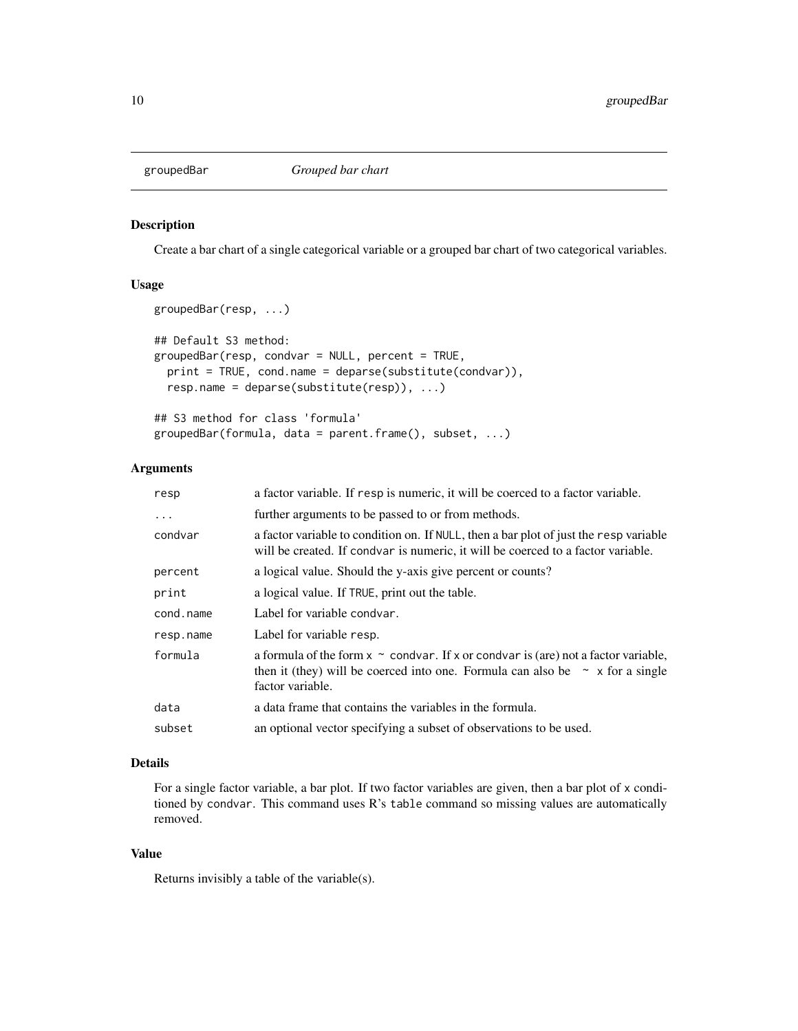# groupedBar *Grouped bar chart*

## Description

Create a bar chart of a single categorical variable or a grouped bar chart of two categorical variables.

## Usage

```
groupedBar(resp, ...)

## Default S3 method:
groupedBar(resp, condvar = NULL, percent = TRUE,
  print = TRUE, cond.name = deparse(substitute(condvar)),
  resp.name = deparse(substitute(resp)), ...)

## S3 method for class 'formula'
groupedBar(formula, data = parent.frame(), subset, ...)
```

## Arguments

| | |
|---|---|
| resp | a factor variable. If resp is numeric, it will be coerced to a factor variable. |
| ... | further arguments to be passed to or from methods. |
| condvar | a factor variable to condition on. If NULL, then a bar plot of just the resp variable will be created. If condvar is numeric, it will be coerced to a factor variable. |
| percent | a logical value. Should the y-axis give percent or counts? |
| print | a logical value. If TRUE, print out the table. |
| cond.name | Label for variable condvar. |
| resp.name | Label for variable resp. |
| formula | a formula of the form x ~ condvar. If x or condvar is (are) not a factor variable, then it (they) will be coerced into one. Formula can also be ~ x for a single factor variable. |
| data | a data frame that contains the variables in the formula. |
| subset | an optional vector specifying a subset of observations to be used. |

## Details

For a single factor variable, a bar plot. If two factor variables are given, then a bar plot of x conditioned by condvar. This command uses R's table command so missing values are automatically removed.

## Value

Returns invisibly a table of the variable(s).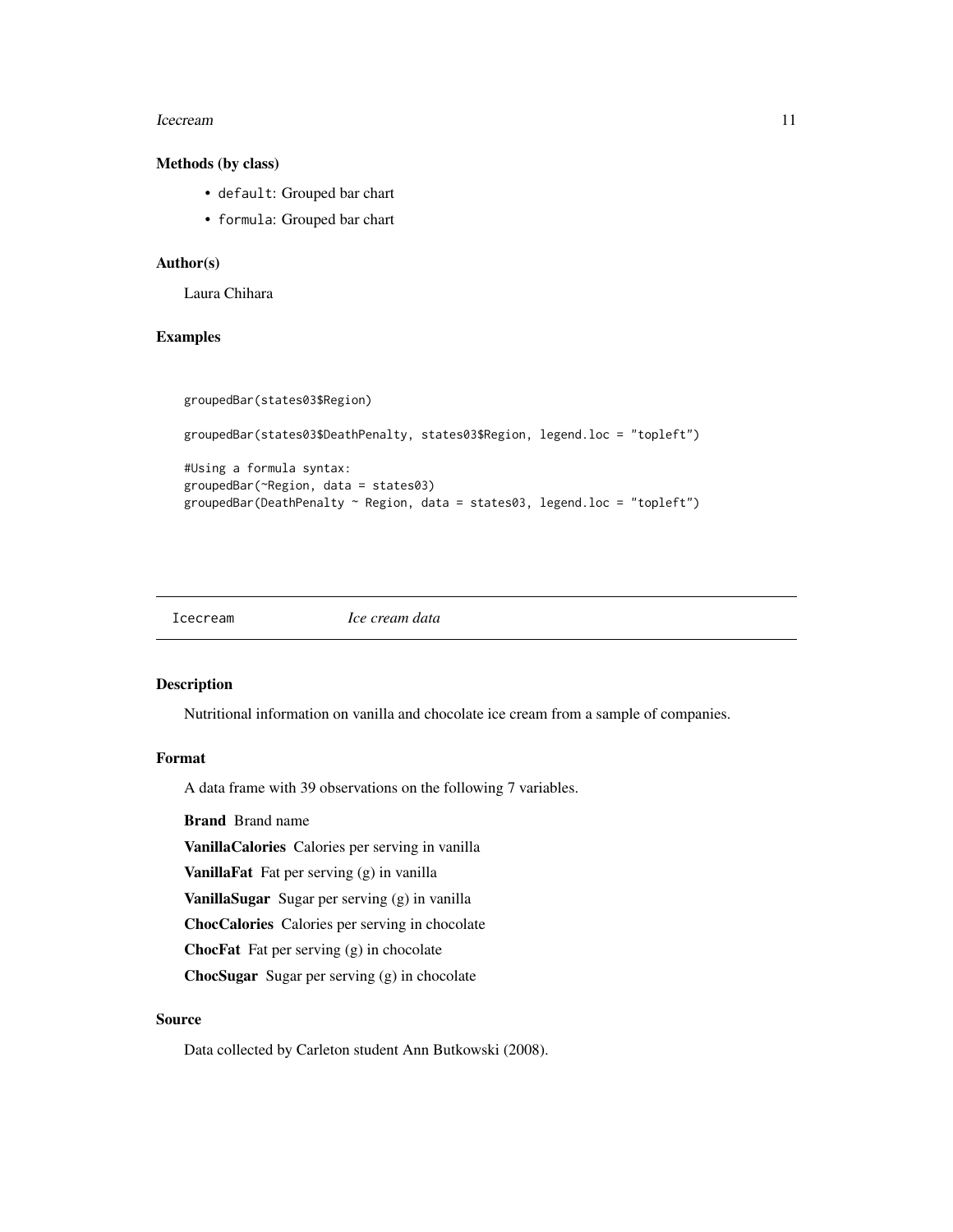### Methods (by class)

- `default`: Grouped bar chart
- `formula`: Grouped bar chart

### Author(s)

Laura Chihara

### Examples

```
groupedBar(states03$Region)

groupedBar(states03$DeathPenalty, states03$Region, legend.loc = "topleft")

#Using a formula syntax:
groupedBar(~Region, data = states03)
groupedBar(DeathPenalty ~ Region, data = states03, legend.loc = "topleft")
```

---

## Icecream — *Ice cream data*

---

### Description

Nutritional information on vanilla and chocolate ice cream from a sample of companies.

### Format

A data frame with 39 observations on the following 7 variables.

**Brand** Brand name

**VanillaCalories** Calories per serving in vanilla

**VanillaFat** Fat per serving (g) in vanilla

**VanillaSugar** Sugar per serving (g) in vanilla

**ChocCalories** Calories per serving in chocolate

**ChocFat** Fat per serving (g) in chocolate

**ChocSugar** Sugar per serving (g) in chocolate

### Source

Data collected by Carleton student Ann Butkowski (2008).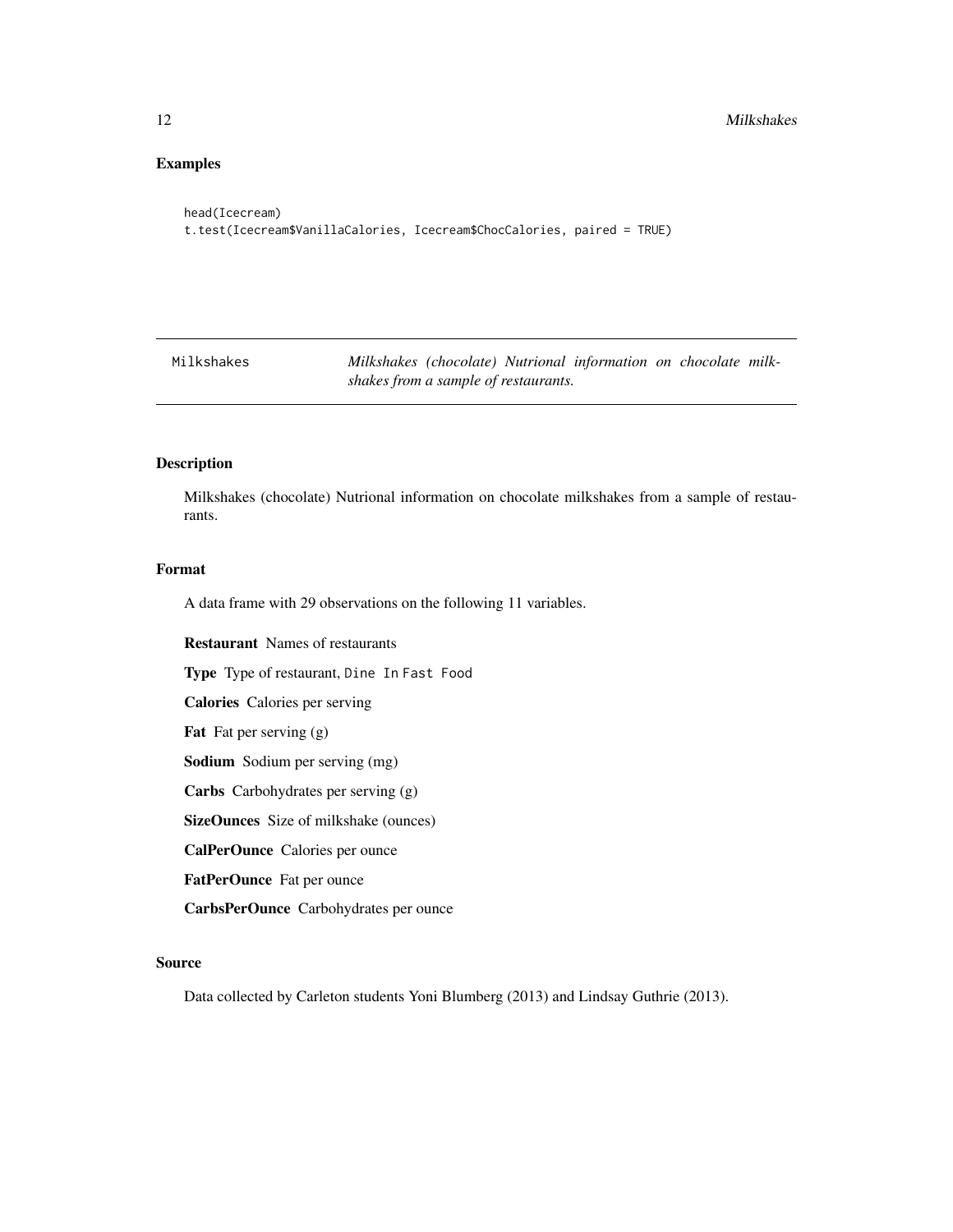## Examples

```
head(Icecream)
t.test(Icecream$VanillaCalories, Icecream$ChocCalories, paired = TRUE)
```

---

`Milkshakes` *Milkshakes (chocolate) Nutrional information on chocolate milkshakes from a sample of restaurants.*

---

## Description

Milkshakes (chocolate) Nutrional information on chocolate milkshakes from a sample of restaurants.

## Format

A data frame with 29 observations on the following 11 variables.

**Restaurant** Names of restaurants

**Type** Type of restaurant, `Dine In` `Fast Food`

**Calories** Calories per serving

**Fat** Fat per serving (g)

**Sodium** Sodium per serving (mg)

**Carbs** Carbohydrates per serving (g)

**SizeOunces** Size of milkshake (ounces)

**CalPerOunce** Calories per ounce

**FatPerOunce** Fat per ounce

**CarbsPerOunce** Carbohydrates per ounce

## Source

Data collected by Carleton students Yoni Blumberg (2013) and Lindsay Guthrie (2013).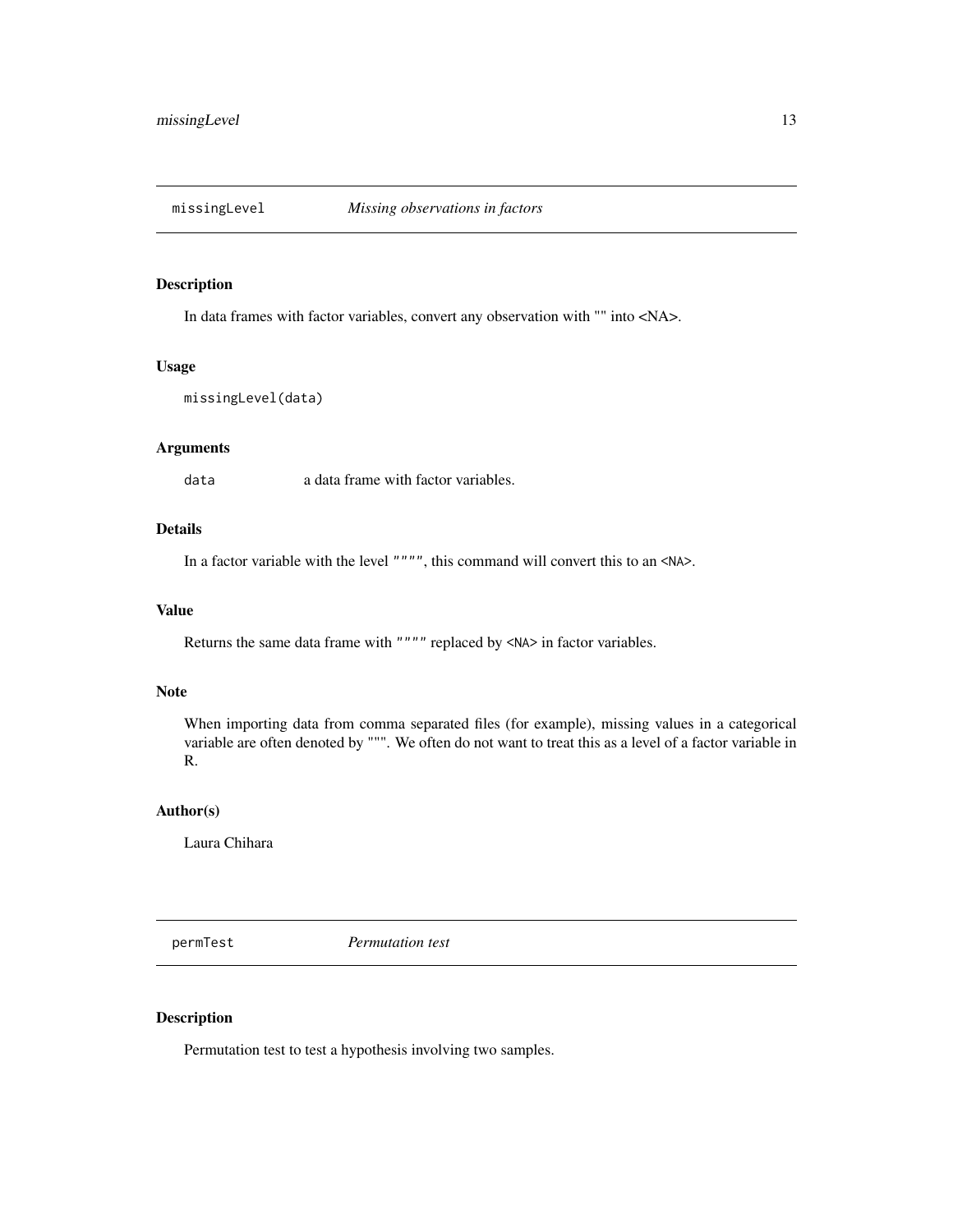## missingLevel *Missing observations in factors*

### Description

In data frames with factor variables, convert any observation with "" into <NA>.

### Usage

```
missingLevel(data)
```

### Arguments

| | |
|---|---|
| `data` | a data frame with factor variables. |

### Details

In a factor variable with the level `""""`, this command will convert this to an `<NA>`.

### Value

Returns the same data frame with `""""` replaced by `<NA>` in factor variables.

### Note

When importing data from comma separated files (for example), missing values in a categorical variable are often denoted by """. We often do not want to treat this as a level of a factor variable in R.

### Author(s)

Laura Chihara

## permTest *Permutation test*

### Description

Permutation test to test a hypothesis involving two samples.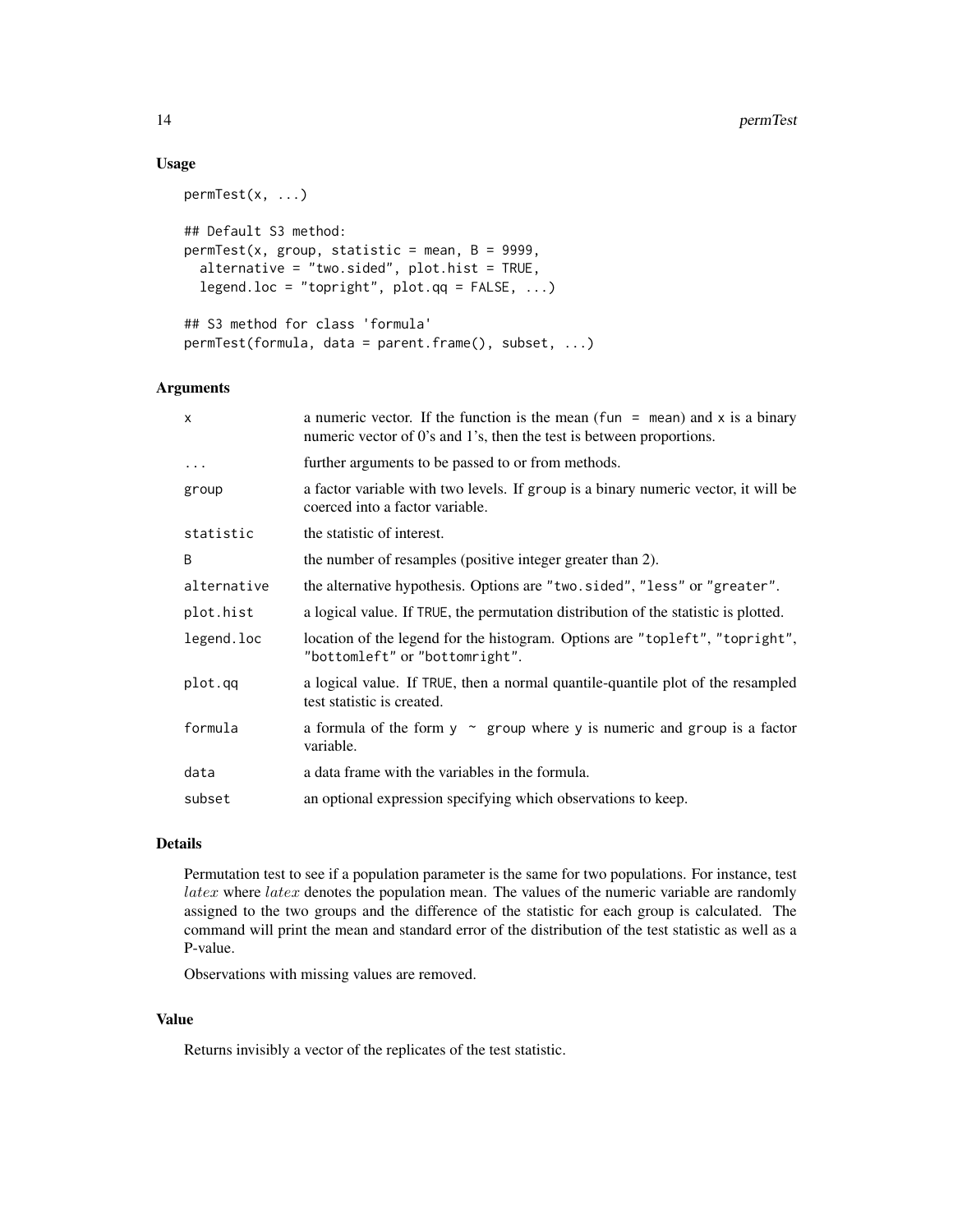## Usage

```
permTest(x, ...)

## Default S3 method:
permTest(x, group, statistic = mean, B = 9999,
  alternative = "two.sided", plot.hist = TRUE,
  legend.loc = "topright", plot.qq = FALSE, ...)

## S3 method for class 'formula'
permTest(formula, data = parent.frame(), subset, ...)
```

## Arguments

| | |
|---|---|
| `x` | a numeric vector. If the function is the mean (`fun = mean`) and `x` is a binary numeric vector of 0's and 1's, then the test is between proportions. |
| `...` | further arguments to be passed to or from methods. |
| `group` | a factor variable with two levels. If `group` is a binary numeric vector, it will be coerced into a factor variable. |
| `statistic` | the statistic of interest. |
| `B` | the number of resamples (positive integer greater than 2). |
| `alternative` | the alternative hypothesis. Options are `"two.sided"`, `"less"` or `"greater"`. |
| `plot.hist` | a logical value. If `TRUE`, the permutation distribution of the statistic is plotted. |
| `legend.loc` | location of the legend for the histogram. Options are `"topleft"`, `"topright"`, `"bottomleft"` or `"bottomright"`. |
| `plot.qq` | a logical value. If `TRUE`, then a normal quantile-quantile plot of the resampled test statistic is created. |
| `formula` | a formula of the form `y ~ group` where `y` is numeric and `group` is a factor variable. |
| `data` | a data frame with the variables in the formula. |
| `subset` | an optional expression specifying which observations to keep. |

## Details

Permutation test to see if a population parameter is the same for two populations. For instance, test $latex$ where $latex$ denotes the population mean. The values of the numeric variable are randomly assigned to the two groups and the difference of the statistic for each group is calculated. The command will print the mean and standard error of the distribution of the test statistic as well as a P-value.

Observations with missing values are removed.

## Value

Returns invisibly a vector of the replicates of the test statistic.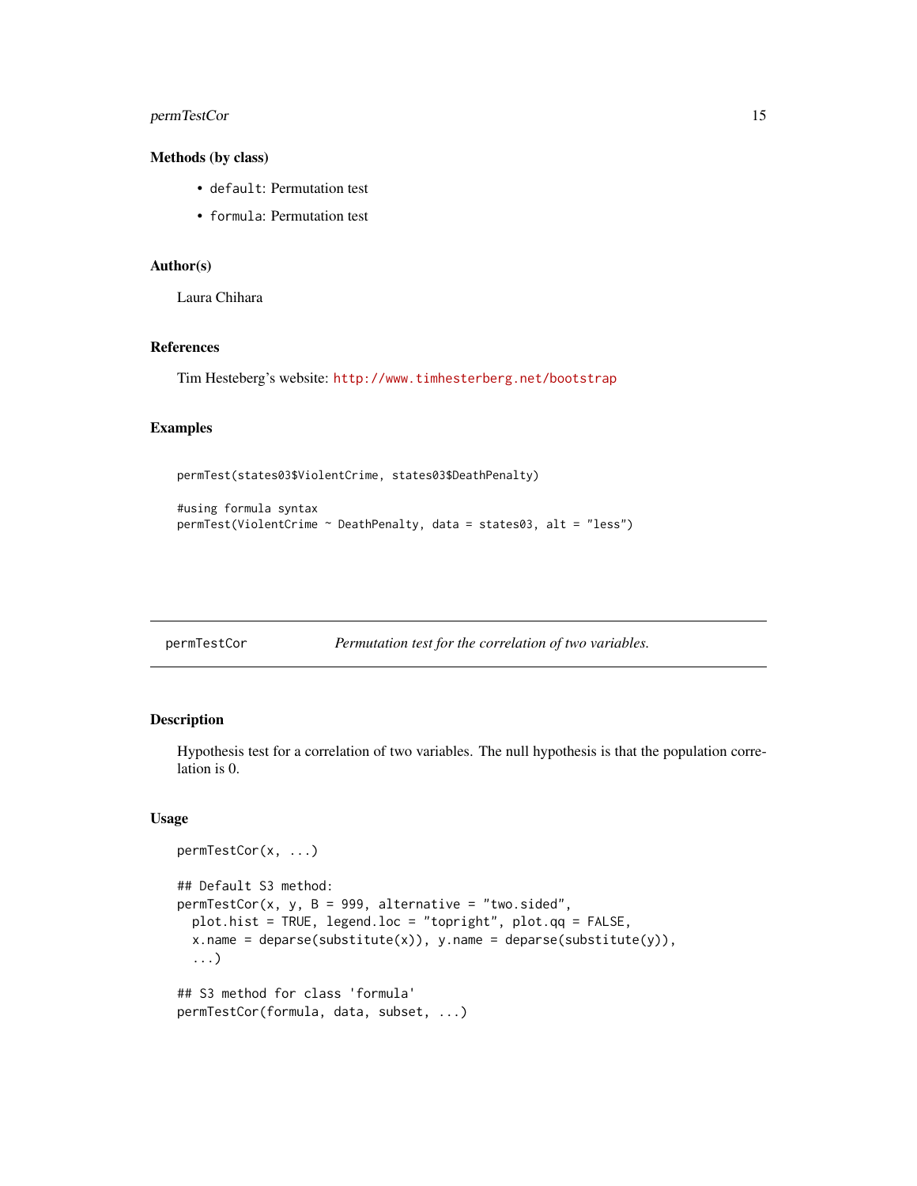### Methods (by class)

- `default`: Permutation test
- `formula`: Permutation test

### Author(s)

Laura Chihara

### References

Tim Hesteberg's website: http://www.timhesterberg.net/bootstrap

### Examples

```
permTest(states03$ViolentCrime, states03$DeathPenalty)

#using formula syntax
permTest(ViolentCrime ~ DeathPenalty, data = states03, alt = "less")
```

---

## permTestCor — *Permutation test for the correlation of two variables.*

---

### Description

Hypothesis test for a correlation of two variables. The null hypothesis is that the population correlation is 0.

### Usage

```
permTestCor(x, ...)

## Default S3 method:
permTestCor(x, y, B = 999, alternative = "two.sided",
  plot.hist = TRUE, legend.loc = "topright", plot.qq = FALSE,
  x.name = deparse(substitute(x)), y.name = deparse(substitute(y)),
  ...)

## S3 method for class 'formula'
permTestCor(formula, data, subset, ...)
```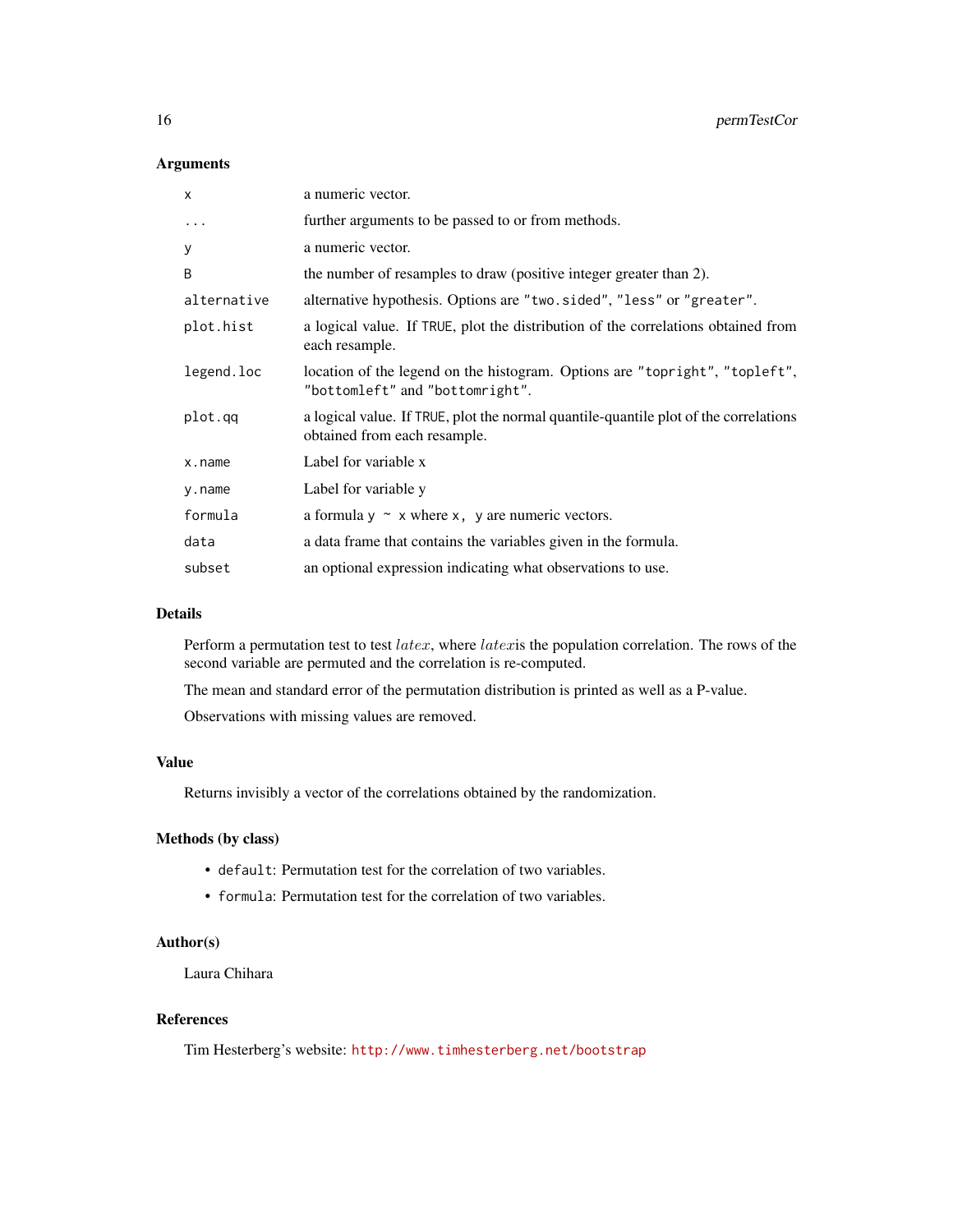## Arguments

| | |
|---|---|
| `x` | a numeric vector. |
| `...` | further arguments to be passed to or from methods. |
| `y` | a numeric vector. |
| `B` | the number of resamples to draw (positive integer greater than 2). |
| `alternative` | alternative hypothesis. Options are `"two.sided"`, `"less"` or `"greater"`. |
| `plot.hist` | a logical value. If `TRUE`, plot the distribution of the correlations obtained from each resample. |
| `legend.loc` | location of the legend on the histogram. Options are `"topright"`, `"topleft"`, `"bottomleft"` and `"bottomright"`. |
| `plot.qq` | a logical value. If `TRUE`, plot the normal quantile-quantile plot of the correlations obtained from each resample. |
| `x.name` | Label for variable x |
| `y.name` | Label for variable y |
| `formula` | a formula `y ~ x` where `x, y` are numeric vectors. |
| `data` | a data frame that contains the variables given in the formula. |
| `subset` | an optional expression indicating what observations to use. |

## Details

Perform a permutation test to test $latex$, where $latex$is the population correlation. The rows of the second variable are permuted and the correlation is re-computed.

The mean and standard error of the permutation distribution is printed as well as a P-value.

Observations with missing values are removed.

## Value

Returns invisibly a vector of the correlations obtained by the randomization.

## Methods (by class)

- `default`: Permutation test for the correlation of two variables.
- `formula`: Permutation test for the correlation of two variables.

## Author(s)

Laura Chihara

## References

Tim Hesterberg's website: http://www.timhesterberg.net/bootstrap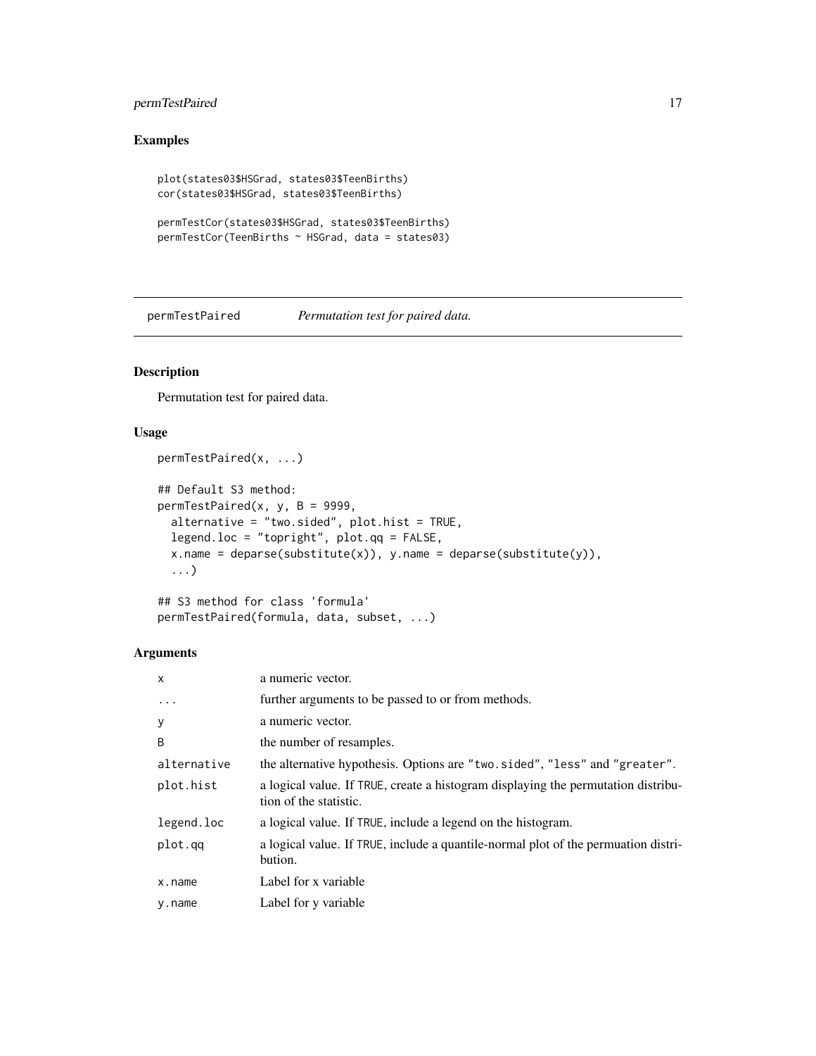## Examples

```
plot(states03$HSGrad, states03$TeenBirths)
cor(states03$HSGrad, states03$TeenBirths)

permTestCor(states03$HSGrad, states03$TeenBirths)
permTestCor(TeenBirths ~ HSGrad, data = states03)
```

---

# permTestPaired *Permutation test for paired data.*

---

## Description

Permutation test for paired data.

## Usage

```
permTestPaired(x, ...)

## Default S3 method:
permTestPaired(x, y, B = 9999,
  alternative = "two.sided", plot.hist = TRUE,
  legend.loc = "topright", plot.qq = FALSE,
  x.name = deparse(substitute(x)), y.name = deparse(substitute(y)),
  ...)

## S3 method for class 'formula'
permTestPaired(formula, data, subset, ...)
```

## Arguments

| | |
|---|---|
| `x` | a numeric vector. |
| `...` | further arguments to be passed to or from methods. |
| `y` | a numeric vector. |
| `B` | the number of resamples. |
| `alternative` | the alternative hypothesis. Options are `"two.sided"`, `"less"` and `"greater"`. |
| `plot.hist` | a logical value. If `TRUE`, create a histogram displaying the permutation distribution of the statistic. |
| `legend.loc` | a logical value. If `TRUE`, include a legend on the histogram. |
| `plot.qq` | a logical value. If `TRUE`, include a quantile-normal plot of the permuation distribution. |
| `x.name` | Label for x variable |
| `y.name` | Label for y variable |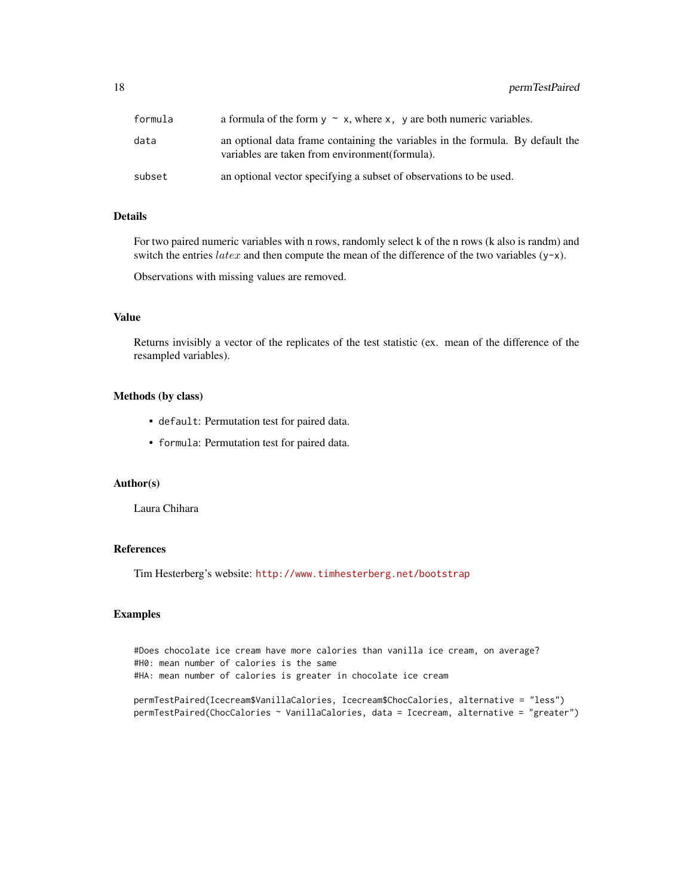| | |
|---|---|
| formula | a formula of the form `y ~ x`, where `x, y` are both numeric variables. |
| data | an optional data frame containing the variables in the formula. By default the variables are taken from environment(formula). |
| subset | an optional vector specifying a subset of observations to be used. |

### Details

For two paired numeric variables with n rows, randomly select k of the n rows (k also is randm) and switch the entries $latex$ and then compute the mean of the difference of the two variables (`y-x`).

Observations with missing values are removed.

### Value

Returns invisibly a vector of the replicates of the test statistic (ex. mean of the difference of the resampled variables).

### Methods (by class)

- `default`: Permutation test for paired data.
- `formula`: Permutation test for paired data.

### Author(s)

Laura Chihara

### References

Tim Hesterberg's website: http://www.timhesterberg.net/bootstrap

### Examples

```
#Does chocolate ice cream have more calories than vanilla ice cream, on average?
#H0: mean number of calories is the same
#HA: mean number of calories is greater in chocolate ice cream

permTestPaired(Icecream$VanillaCalories, Icecream$ChocCalories, alternative = "less")
permTestPaired(ChocCalories ~ VanillaCalories, data = Icecream, alternative = "greater")
```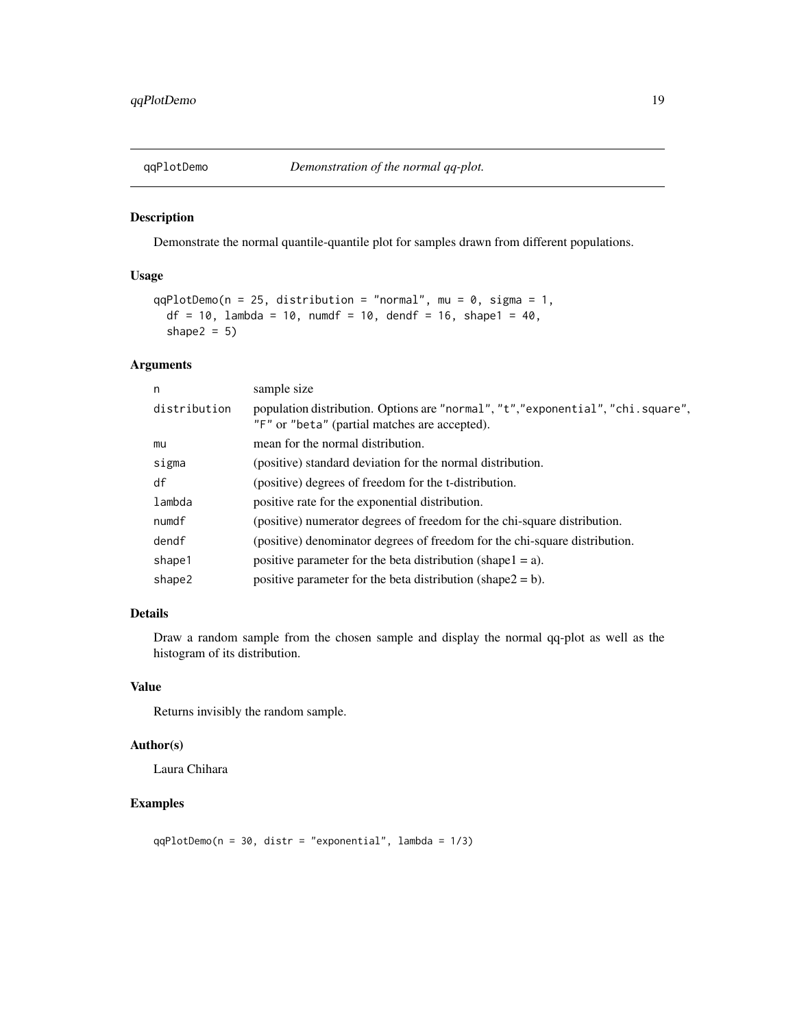# qqPlotDemo — *Demonstration of the normal qq-plot.*

## Description

Demonstrate the normal quantile-quantile plot for samples drawn from different populations.

## Usage

```
qqPlotDemo(n = 25, distribution = "normal", mu = 0, sigma = 1,
  df = 10, lambda = 10, numdf = 10, dendf = 16, shape1 = 40,
  shape2 = 5)
```

## Arguments

| | |
|---|---|
| n | sample size |
| distribution | population distribution. Options are "normal", "t","exponential", "chi.square", "F" or "beta" (partial matches are accepted). |
| mu | mean for the normal distribution. |
| sigma | (positive) standard deviation for the normal distribution. |
| df | (positive) degrees of freedom for the t-distribution. |
| lambda | positive rate for the exponential distribution. |
| numdf | (positive) numerator degrees of freedom for the chi-square distribution. |
| dendf | (positive) denominator degrees of freedom for the chi-square distribution. |
| shape1 | positive parameter for the beta distribution (shape1 = a). |
| shape2 | positive parameter for the beta distribution (shape2 = b). |

## Details

Draw a random sample from the chosen sample and display the normal qq-plot as well as the histogram of its distribution.

## Value

Returns invisibly the random sample.

## Author(s)

Laura Chihara

## Examples

```
qqPlotDemo(n = 30, distr = "exponential", lambda = 1/3)
```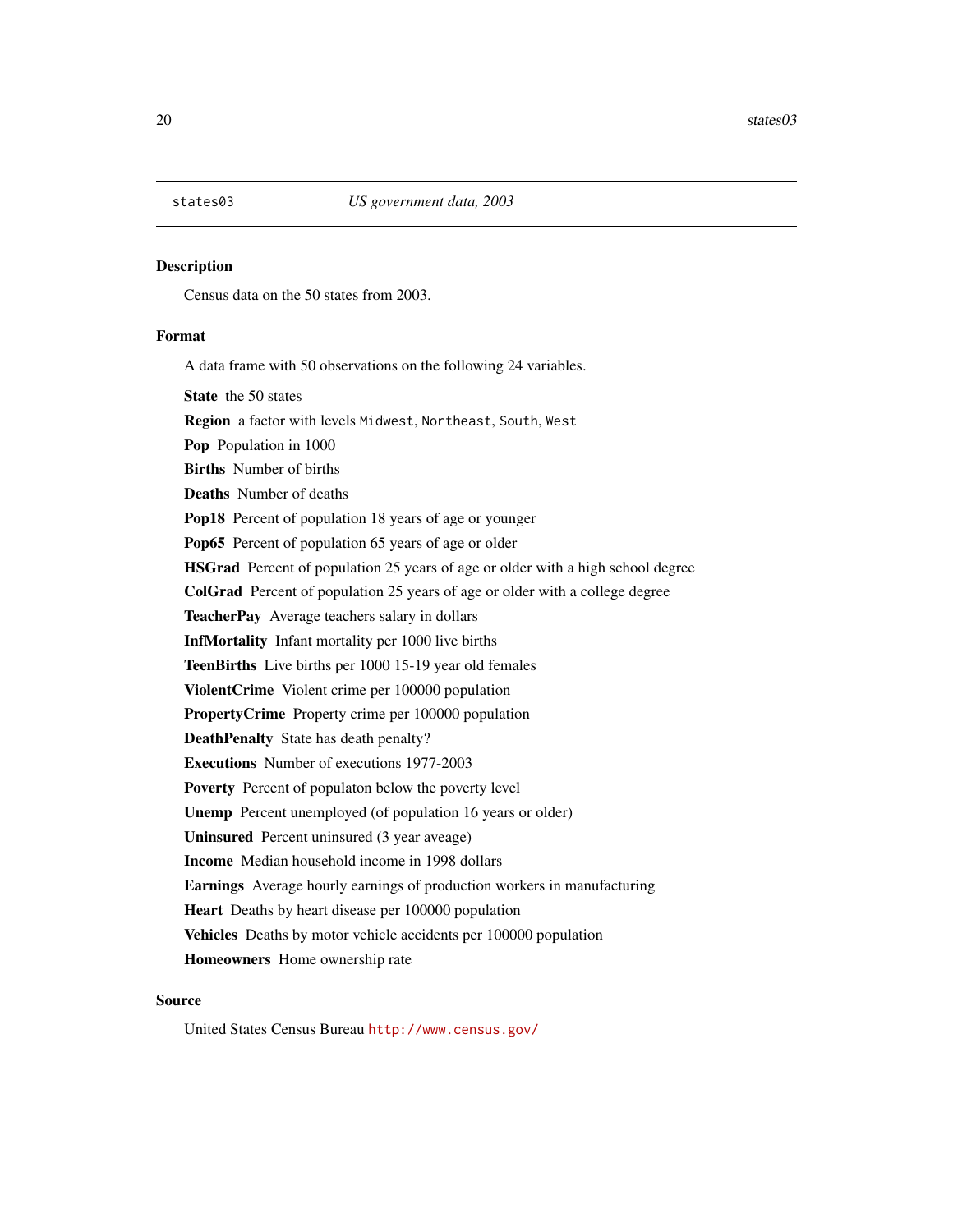## states03 — *US government data, 2003*

### Description

Census data on the 50 states from 2003.

### Format

A data frame with 50 observations on the following 24 variables.

**State** the 50 states

**Region** a factor with levels `Midwest`, `Northeast`, `South`, `West`

**Pop** Population in 1000

**Births** Number of births

**Deaths** Number of deaths

**Pop18** Percent of population 18 years of age or younger

**Pop65** Percent of population 65 years of age or older

**HSGrad** Percent of population 25 years of age or older with a high school degree

**ColGrad** Percent of population 25 years of age or older with a college degree

**TeacherPay** Average teachers salary in dollars

**InfMortality** Infant mortality per 1000 live births

**TeenBirths** Live births per 1000 15-19 year old females

**ViolentCrime** Violent crime per 100000 population

**PropertyCrime** Property crime per 100000 population

**DeathPenalty** State has death penalty?

**Executions** Number of executions 1977-2003

**Poverty** Percent of populaton below the poverty level

**Unemp** Percent unemployed (of population 16 years or older)

**Uninsured** Percent uninsured (3 year aveage)

**Income** Median household income in 1998 dollars

**Earnings** Average hourly earnings of production workers in manufacturing

**Heart** Deaths by heart disease per 100000 population

**Vehicles** Deaths by motor vehicle accidents per 100000 population

**Homeowners** Home ownership rate

### Source

United States Census Bureau http://www.census.gov/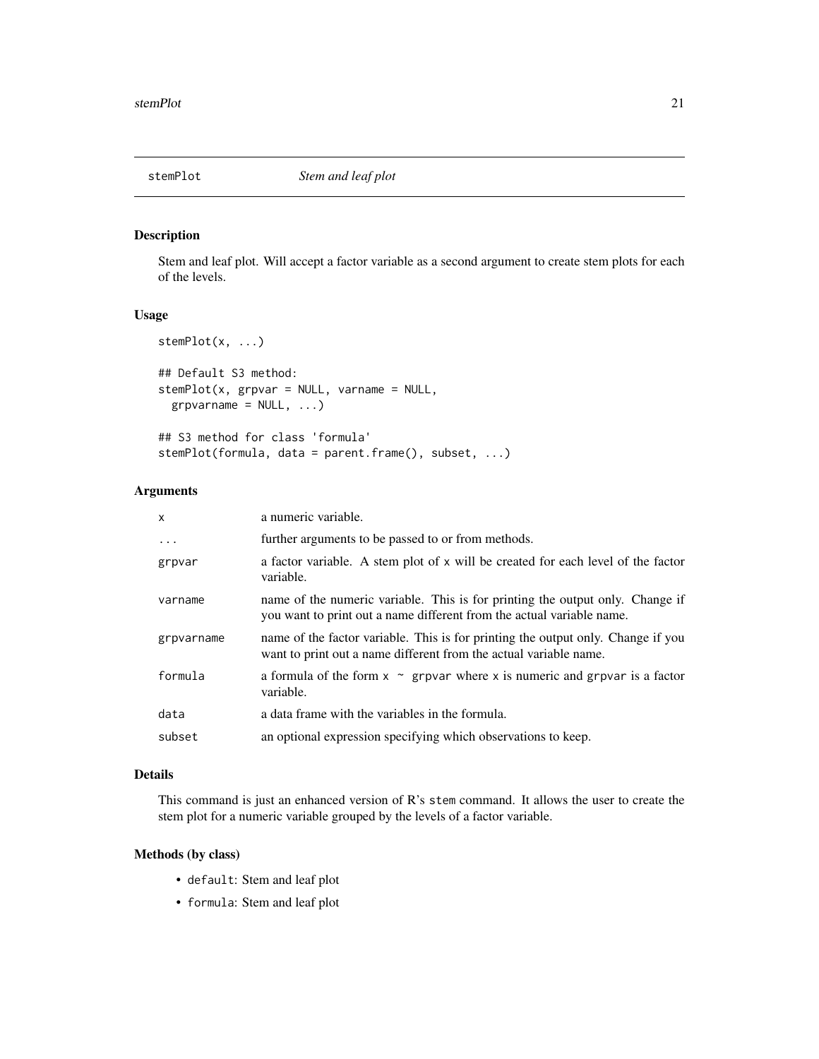## stemPlot — *Stem and leaf plot*

### Description

Stem and leaf plot. Will accept a factor variable as a second argument to create stem plots for each of the levels.

### Usage

```
stemPlot(x, ...)

## Default S3 method:
stemPlot(x, grpvar = NULL, varname = NULL,
  grpvarname = NULL, ...)

## S3 method for class 'formula'
stemPlot(formula, data = parent.frame(), subset, ...)
```

### Arguments

| | |
|---|---|
| `x` | a numeric variable. |
| `...` | further arguments to be passed to or from methods. |
| `grpvar` | a factor variable. A stem plot of `x` will be created for each level of the factor variable. |
| `varname` | name of the numeric variable. This is for printing the output only. Change if you want to print out a name different from the actual variable name. |
| `grpvarname` | name of the factor variable. This is for printing the output only. Change if you want to print out a name different from the actual variable name. |
| `formula` | a formula of the form `x ~ grpvar` where `x` is numeric and `grpvar` is a factor variable. |
| `data` | a data frame with the variables in the formula. |
| `subset` | an optional expression specifying which observations to keep. |

### Details

This command is just an enhanced version of R's `stem` command. It allows the user to create the stem plot for a numeric variable grouped by the levels of a factor variable.

### Methods (by class)

- `default`: Stem and leaf plot
- `formula`: Stem and leaf plot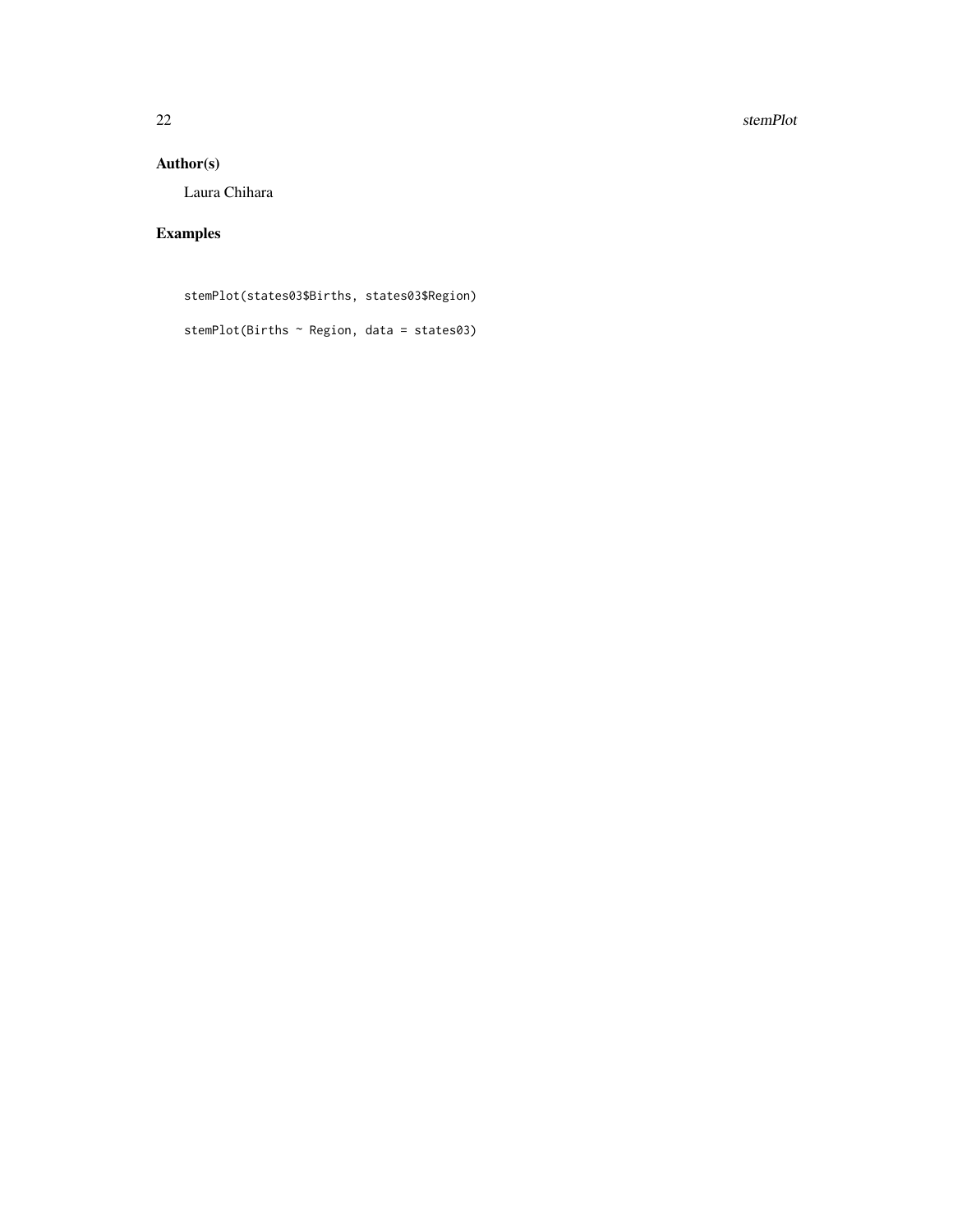## Author(s)

Laura Chihara

## Examples

```
stemPlot(states03$Births, states03$Region)

stemPlot(Births ~ Region, data = states03)
```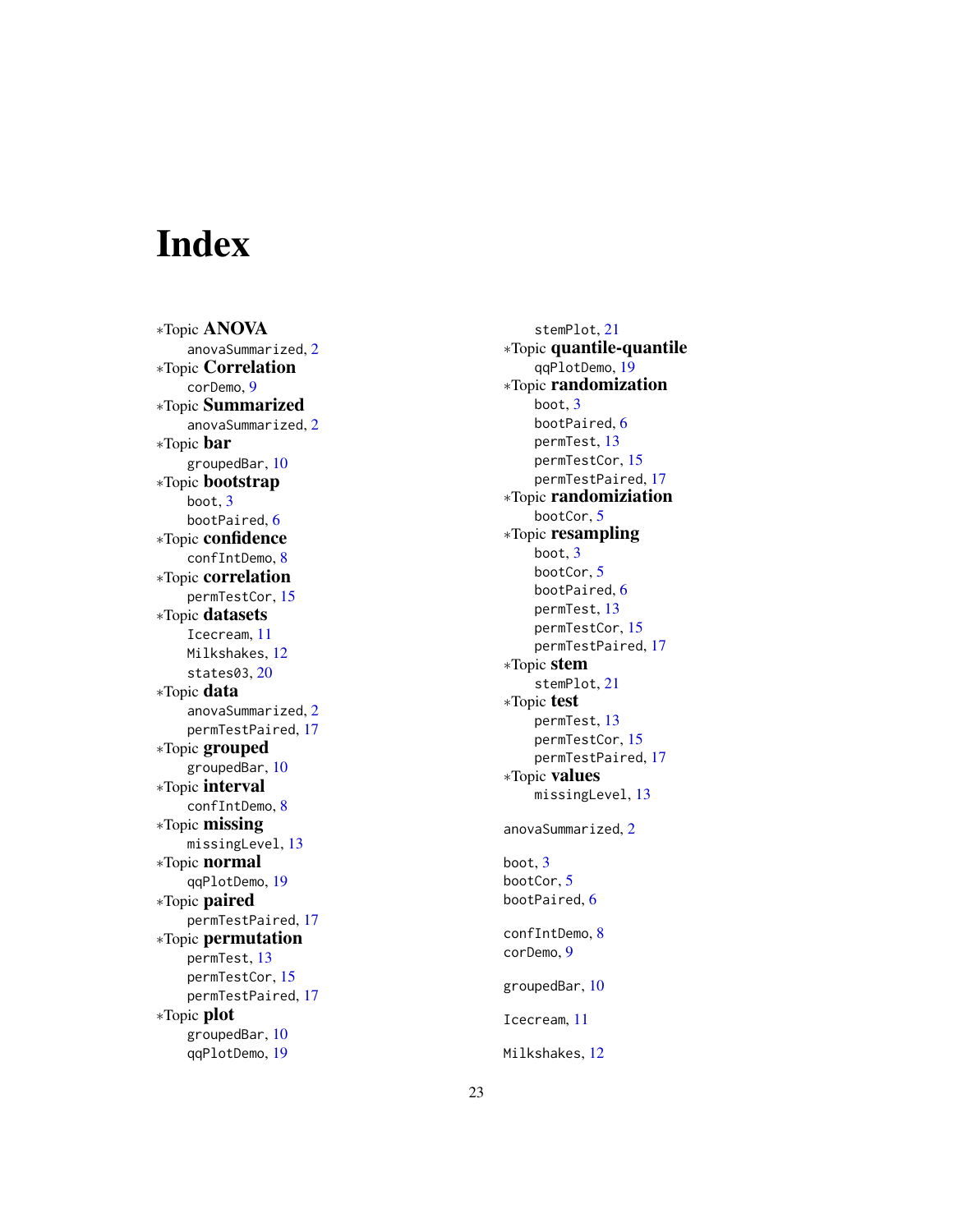# Index

*Topic **ANOVA**
- anovaSummarized, 2

*Topic **Correlation**
- corDemo, 9

*Topic **Summarized**
- anovaSummarized, 2

*Topic **bar**
- groupedBar, 10

*Topic **bootstrap**
- boot, 3
- bootPaired, 6

*Topic **confidence**
- confIntDemo, 8

*Topic **correlation**
- permTestCor, 15

*Topic **datasets**
- Icecream, 11
- Milkshakes, 12
- states03, 20

*Topic **data**
- anovaSummarized, 2
- permTestPaired, 17

*Topic **grouped**
- groupedBar, 10

*Topic **interval**
- confIntDemo, 8

*Topic **missing**
- missingLevel, 13

*Topic **normal**
- qqPlotDemo, 19

*Topic **paired**
- permTestPaired, 17

*Topic **permutation**
- permTest, 13
- permTestCor, 15
- permTestPaired, 17

*Topic **plot**
- groupedBar, 10
- qqPlotDemo, 19
- stemPlot, 21

*Topic **quantile-quantile**
- qqPlotDemo, 19

*Topic **randomization**
- boot, 3
- bootPaired, 6
- permTest, 13
- permTestCor, 15
- permTestPaired, 17

*Topic **randomiziation**
- bootCor, 5

*Topic **resampling**
- boot, 3
- bootCor, 5
- bootPaired, 6
- permTest, 13
- permTestCor, 15
- permTestPaired, 17

*Topic **stem**
- stemPlot, 21

*Topic **test**
- permTest, 13
- permTestCor, 15
- permTestPaired, 17

*Topic **values**
- missingLevel, 13

anovaSummarized, 2

boot, 3
bootCor, 5
bootPaired, 6

confIntDemo, 8
corDemo, 9

groupedBar, 10

Icecream, 11

Milkshakes, 12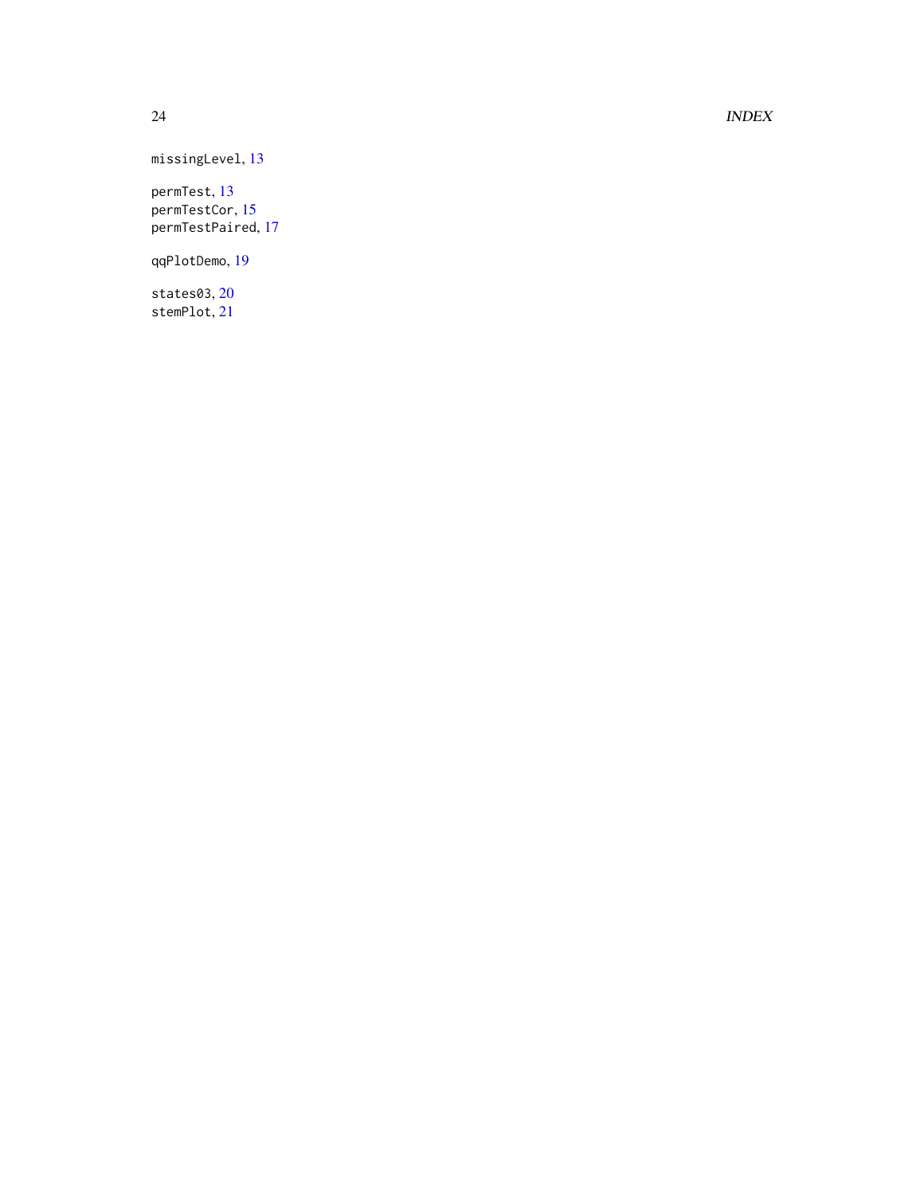missingLevel, 13

permTest, 13
permTestCor, 15
permTestPaired, 17

qqPlotDemo, 19

states03, 20
stemPlot, 21